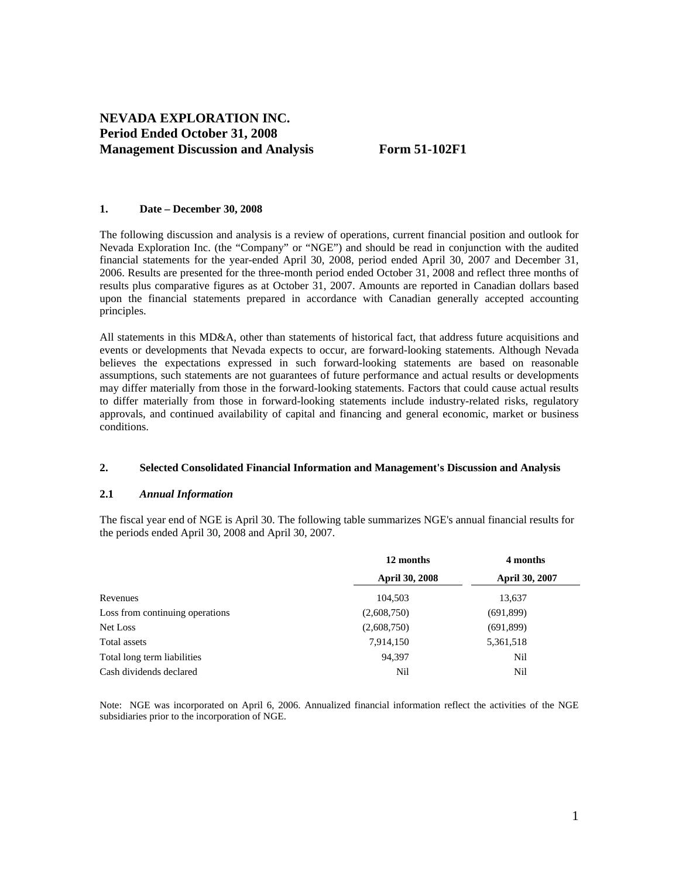# NEVADA EXPLORATION INC.
# Period Ended October 31, 2008
# Management Discussion and Analysis Form 51-102F1

## 1. Date – December 30, 2008

The following discussion and analysis is a review of operations, current financial position and outlook for Nevada Exploration Inc. (the "Company" or "NGE") and should be read in conjunction with the audited financial statements for the year-ended April 30, 2008, period ended April 30, 2007 and December 31, 2006. Results are presented for the three-month period ended October 31, 2008 and reflect three months of results plus comparative figures as at October 31, 2007. Amounts are reported in Canadian dollars based upon the financial statements prepared in accordance with Canadian generally accepted accounting principles.

All statements in this MD&A, other than statements of historical fact, that address future acquisitions and events or developments that Nevada expects to occur, are forward-looking statements. Although Nevada believes the expectations expressed in such forward-looking statements are based on reasonable assumptions, such statements are not guarantees of future performance and actual results or developments may differ materially from those in the forward-looking statements. Factors that could cause actual results to differ materially from those in forward-looking statements include industry-related risks, regulatory approvals, and continued availability of capital and financing and general economic, market or business conditions.

## 2. Selected Consolidated Financial Information and Management's Discussion and Analysis

### 2.1 *Annual Information*

The fiscal year end of NGE is April 30. The following table summarizes NGE's annual financial results for the periods ended April 30, 2008 and April 30, 2007.

| | 12 months | 4 months |
|---|---|---|
| | April 30, 2008 | April 30, 2007 |
| Revenues | 104,503 | 13,637 |
| Loss from continuing operations | (2,608,750) | (691,899) |
| Net Loss | (2,608,750) | (691,899) |
| Total assets | 7,914,150 | 5,361,518 |
| Total long term liabilities | 94,397 | Nil |
| Cash dividends declared | Nil | Nil |

Note: NGE was incorporated on April 6, 2006. Annualized financial information reflect the activities of the NGE subsidiaries prior to the incorporation of NGE.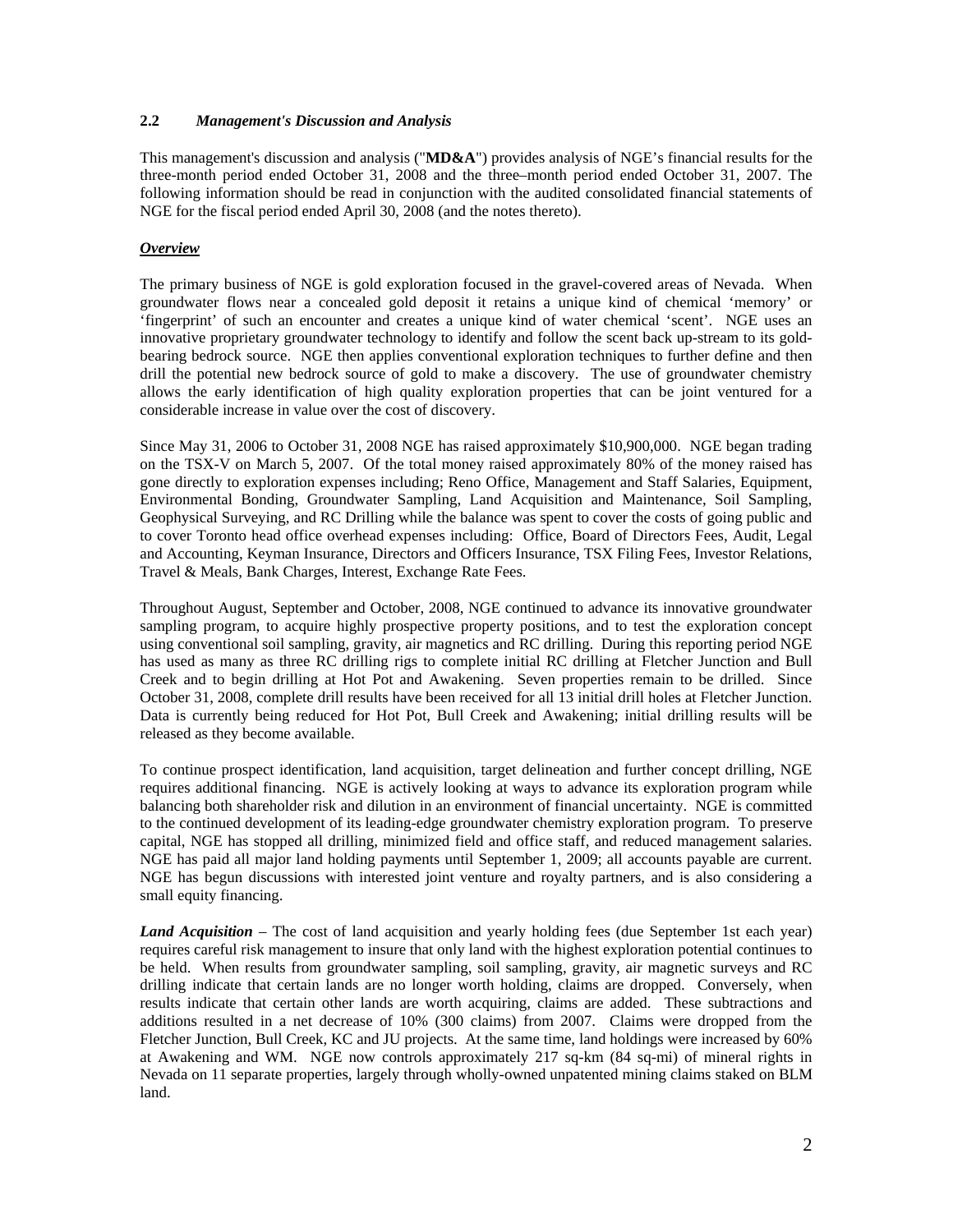## 2.2 *Management's Discussion and Analysis*

This management's discussion and analysis ("**MD&A**") provides analysis of NGE's financial results for the three-month period ended October 31, 2008 and the three–month period ended October 31, 2007. The following information should be read in conjunction with the audited consolidated financial statements of NGE for the fiscal period ended April 30, 2008 (and the notes thereto).

***Overview***

The primary business of NGE is gold exploration focused in the gravel-covered areas of Nevada. When groundwater flows near a concealed gold deposit it retains a unique kind of chemical 'memory' or 'fingerprint' of such an encounter and creates a unique kind of water chemical 'scent'. NGE uses an innovative proprietary groundwater technology to identify and follow the scent back up-stream to its gold-bearing bedrock source. NGE then applies conventional exploration techniques to further define and then drill the potential new bedrock source of gold to make a discovery. The use of groundwater chemistry allows the early identification of high quality exploration properties that can be joint ventured for a considerable increase in value over the cost of discovery.

Since May 31, 2006 to October 31, 2008 NGE has raised approximately $10,900,000. NGE began trading on the TSX-V on March 5, 2007. Of the total money raised approximately 80% of the money raised has gone directly to exploration expenses including; Reno Office, Management and Staff Salaries, Equipment, Environmental Bonding, Groundwater Sampling, Land Acquisition and Maintenance, Soil Sampling, Geophysical Surveying, and RC Drilling while the balance was spent to cover the costs of going public and to cover Toronto head office overhead expenses including: Office, Board of Directors Fees, Audit, Legal and Accounting, Keyman Insurance, Directors and Officers Insurance, TSX Filing Fees, Investor Relations, Travel & Meals, Bank Charges, Interest, Exchange Rate Fees.

Throughout August, September and October, 2008, NGE continued to advance its innovative groundwater sampling program, to acquire highly prospective property positions, and to test the exploration concept using conventional soil sampling, gravity, air magnetics and RC drilling. During this reporting period NGE has used as many as three RC drilling rigs to complete initial RC drilling at Fletcher Junction and Bull Creek and to begin drilling at Hot Pot and Awakening. Seven properties remain to be drilled. Since October 31, 2008, complete drill results have been received for all 13 initial drill holes at Fletcher Junction. Data is currently being reduced for Hot Pot, Bull Creek and Awakening; initial drilling results will be released as they become available.

To continue prospect identification, land acquisition, target delineation and further concept drilling, NGE requires additional financing. NGE is actively looking at ways to advance its exploration program while balancing both shareholder risk and dilution in an environment of financial uncertainty. NGE is committed to the continued development of its leading-edge groundwater chemistry exploration program. To preserve capital, NGE has stopped all drilling, minimized field and office staff, and reduced management salaries. NGE has paid all major land holding payments until September 1, 2009; all accounts payable are current. NGE has begun discussions with interested joint venture and royalty partners, and is also considering a small equity financing.

***Land Acquisition*** – The cost of land acquisition and yearly holding fees (due September 1st each year) requires careful risk management to insure that only land with the highest exploration potential continues to be held. When results from groundwater sampling, soil sampling, gravity, air magnetic surveys and RC drilling indicate that certain lands are no longer worth holding, claims are dropped. Conversely, when results indicate that certain other lands are worth acquiring, claims are added. These subtractions and additions resulted in a net decrease of 10% (300 claims) from 2007. Claims were dropped from the Fletcher Junction, Bull Creek, KC and JU projects. At the same time, land holdings were increased by 60% at Awakening and WM. NGE now controls approximately 217 sq-km (84 sq-mi) of mineral rights in Nevada on 11 separate properties, largely through wholly-owned unpatented mining claims staked on BLM land.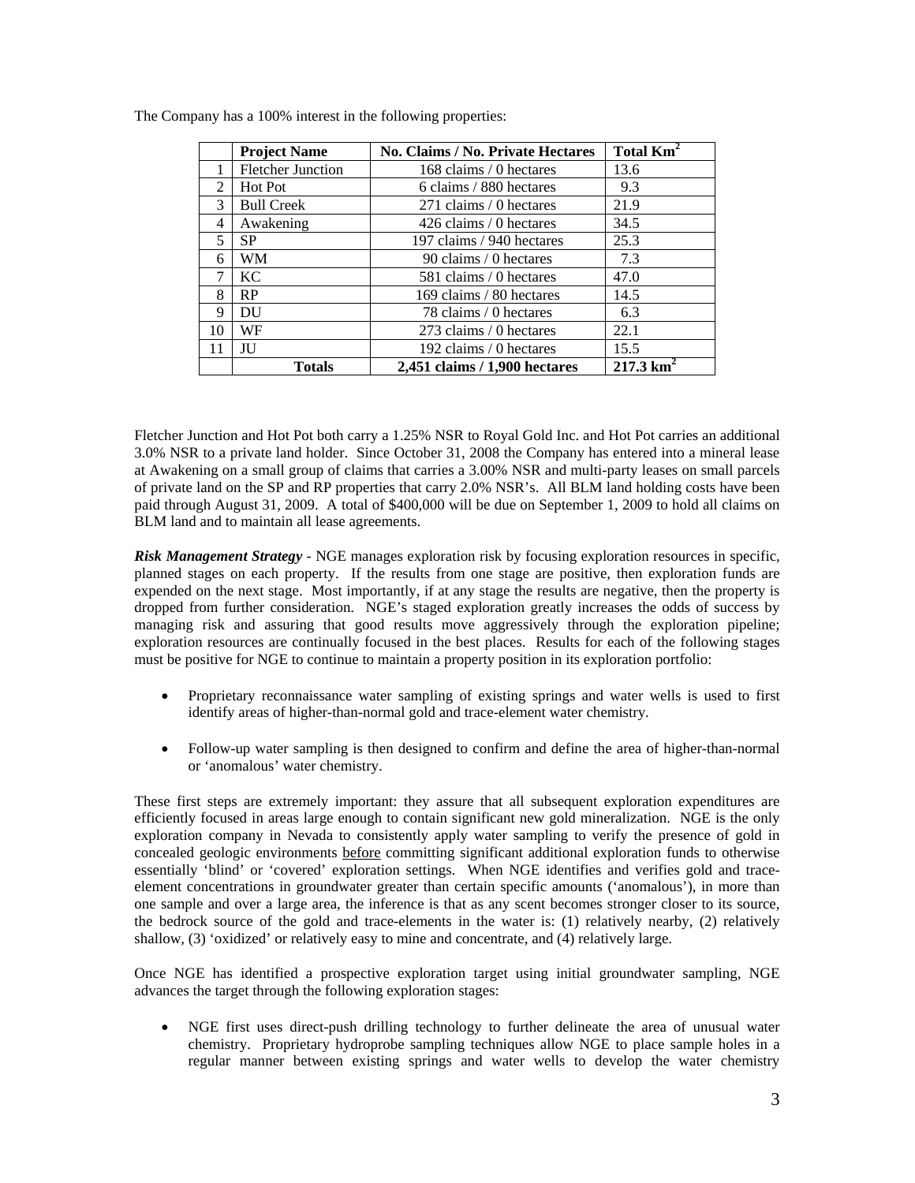The Company has a 100% interest in the following properties:

| | Project Name | No. Claims / No. Private Hectares | Total $Km^2$ |
|---|---|---|---|
| 1 | Fletcher Junction | 168 claims / 0 hectares | 13.6 |
| 2 | Hot Pot | 6 claims / 880 hectares | 9.3 |
| 3 | Bull Creek | 271 claims / 0 hectares | 21.9 |
| 4 | Awakening | 426 claims / 0 hectares | 34.5 |
| 5 | SP | 197 claims / 940 hectares | 25.3 |
| 6 | WM | 90 claims / 0 hectares | 7.3 |
| 7 | KC | 581 claims / 0 hectares | 47.0 |
| 8 | RP | 169 claims / 80 hectares | 14.5 |
| 9 | DU | 78 claims / 0 hectares | 6.3 |
| 10 | WF | 273 claims / 0 hectares | 22.1 |
| 11 | JU | 192 claims / 0 hectares | 15.5 |
| | **Totals** | **2,451 claims / 1,900 hectares** | **217.3 $km^2$** |

Fletcher Junction and Hot Pot both carry a 1.25% NSR to Royal Gold Inc. and Hot Pot carries an additional 3.0% NSR to a private land holder. Since October 31, 2008 the Company has entered into a mineral lease at Awakening on a small group of claims that carries a 3.00% NSR and multi-party leases on small parcels of private land on the SP and RP properties that carry 2.0% NSR's. All BLM land holding costs have been paid through August 31, 2009. A total of $400,000 will be due on September 1, 2009 to hold all claims on BLM land and to maintain all lease agreements.

***Risk Management Strategy*** - NGE manages exploration risk by focusing exploration resources in specific, planned stages on each property. If the results from one stage are positive, then exploration funds are expended on the next stage. Most importantly, if at any stage the results are negative, then the property is dropped from further consideration. NGE's staged exploration greatly increases the odds of success by managing risk and assuring that good results move aggressively through the exploration pipeline; exploration resources are continually focused in the best places. Results for each of the following stages must be positive for NGE to continue to maintain a property position in its exploration portfolio:

- Proprietary reconnaissance water sampling of existing springs and water wells is used to first identify areas of higher-than-normal gold and trace-element water chemistry.

- Follow-up water sampling is then designed to confirm and define the area of higher-than-normal or 'anomalous' water chemistry.

These first steps are extremely important: they assure that all subsequent exploration expenditures are efficiently focused in areas large enough to contain significant new gold mineralization. NGE is the only exploration company in Nevada to consistently apply water sampling to verify the presence of gold in concealed geologic environments before committing significant additional exploration funds to otherwise essentially 'blind' or 'covered' exploration settings. When NGE identifies and verifies gold and trace-element concentrations in groundwater greater than certain specific amounts ('anomalous'), in more than one sample and over a large area, the inference is that as any scent becomes stronger closer to its source, the bedrock source of the gold and trace-elements in the water is: (1) relatively nearby, (2) relatively shallow, (3) 'oxidized' or relatively easy to mine and concentrate, and (4) relatively large.

Once NGE has identified a prospective exploration target using initial groundwater sampling, NGE advances the target through the following exploration stages:

- NGE first uses direct-push drilling technology to further delineate the area of unusual water chemistry. Proprietary hydroprobe sampling techniques allow NGE to place sample holes in a regular manner between existing springs and water wells to develop the water chemistry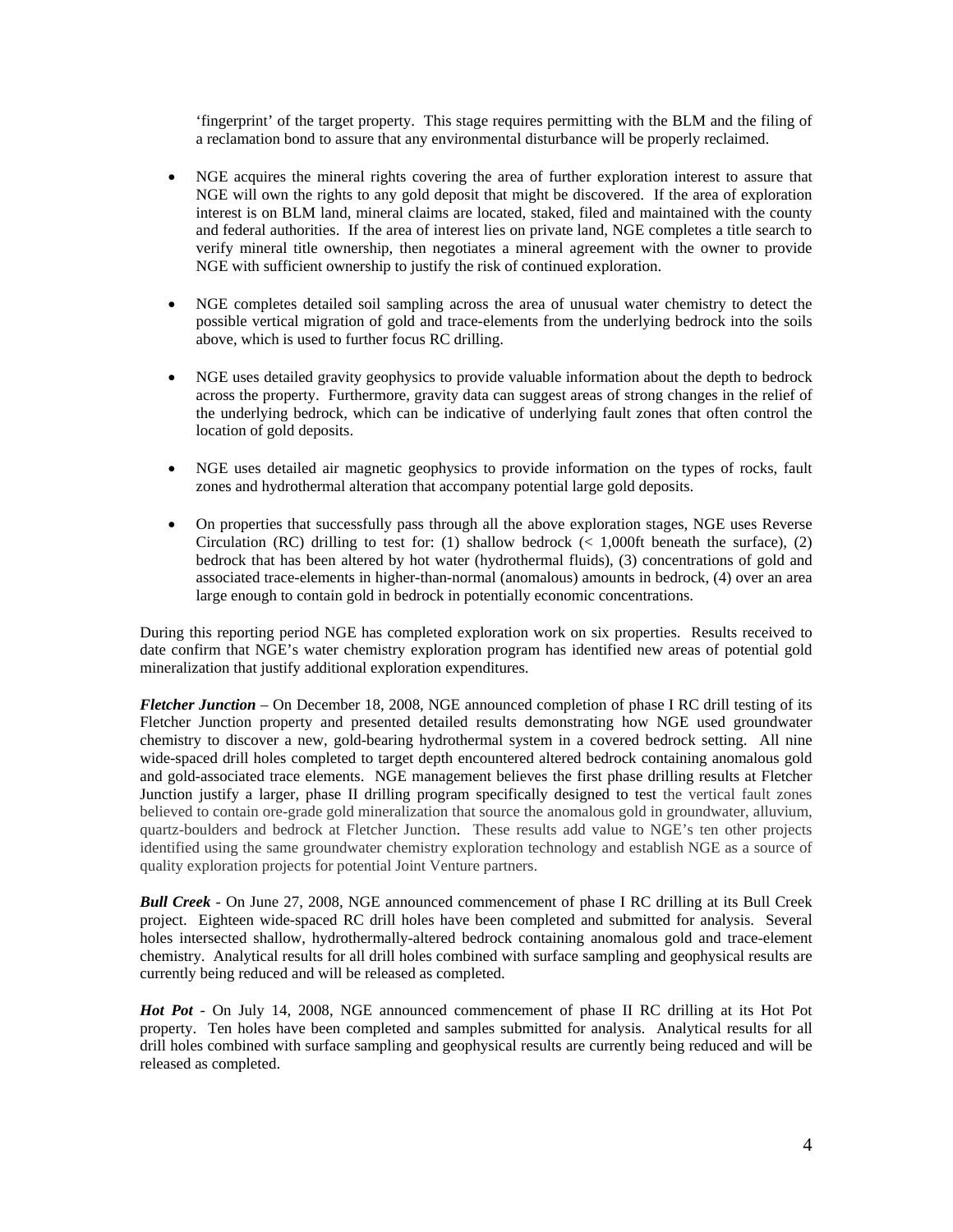'fingerprint' of the target property. This stage requires permitting with the BLM and the filing of a reclamation bond to assure that any environmental disturbance will be properly reclaimed.

- NGE acquires the mineral rights covering the area of further exploration interest to assure that NGE will own the rights to any gold deposit that might be discovered. If the area of exploration interest is on BLM land, mineral claims are located, staked, filed and maintained with the county and federal authorities. If the area of interest lies on private land, NGE completes a title search to verify mineral title ownership, then negotiates a mineral agreement with the owner to provide NGE with sufficient ownership to justify the risk of continued exploration.

- NGE completes detailed soil sampling across the area of unusual water chemistry to detect the possible vertical migration of gold and trace-elements from the underlying bedrock into the soils above, which is used to further focus RC drilling.

- NGE uses detailed gravity geophysics to provide valuable information about the depth to bedrock across the property. Furthermore, gravity data can suggest areas of strong changes in the relief of the underlying bedrock, which can be indicative of underlying fault zones that often control the location of gold deposits.

- NGE uses detailed air magnetic geophysics to provide information on the types of rocks, fault zones and hydrothermal alteration that accompany potential large gold deposits.

- On properties that successfully pass through all the above exploration stages, NGE uses Reverse Circulation (RC) drilling to test for: (1) shallow bedrock (< 1,000ft beneath the surface), (2) bedrock that has been altered by hot water (hydrothermal fluids), (3) concentrations of gold and associated trace-elements in higher-than-normal (anomalous) amounts in bedrock, (4) over an area large enough to contain gold in bedrock in potentially economic concentrations.

During this reporting period NGE has completed exploration work on six properties. Results received to date confirm that NGE's water chemistry exploration program has identified new areas of potential gold mineralization that justify additional exploration expenditures.

***Fletcher Junction*** – On December 18, 2008, NGE announced completion of phase I RC drill testing of its Fletcher Junction property and presented detailed results demonstrating how NGE used groundwater chemistry to discover a new, gold-bearing hydrothermal system in a covered bedrock setting. All nine wide-spaced drill holes completed to target depth encountered altered bedrock containing anomalous gold and gold-associated trace elements. NGE management believes the first phase drilling results at Fletcher Junction justify a larger, phase II drilling program specifically designed to test the vertical fault zones believed to contain ore-grade gold mineralization that source the anomalous gold in groundwater, alluvium, quartz-boulders and bedrock at Fletcher Junction. These results add value to NGE's ten other projects identified using the same groundwater chemistry exploration technology and establish NGE as a source of quality exploration projects for potential Joint Venture partners.

***Bull Creek*** - On June 27, 2008, NGE announced commencement of phase I RC drilling at its Bull Creek project. Eighteen wide-spaced RC drill holes have been completed and submitted for analysis. Several holes intersected shallow, hydrothermally-altered bedrock containing anomalous gold and trace-element chemistry. Analytical results for all drill holes combined with surface sampling and geophysical results are currently being reduced and will be released as completed.

***Hot Pot*** - On July 14, 2008, NGE announced commencement of phase II RC drilling at its Hot Pot property. Ten holes have been completed and samples submitted for analysis. Analytical results for all drill holes combined with surface sampling and geophysical results are currently being reduced and will be released as completed.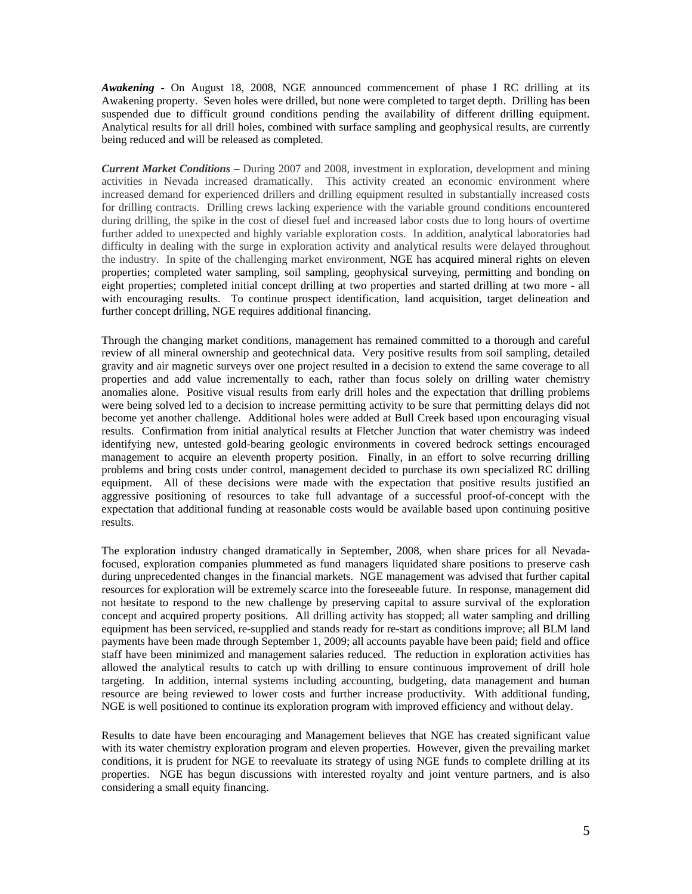***Awakening*** - On August 18, 2008, NGE announced commencement of phase I RC drilling at its Awakening property. Seven holes were drilled, but none were completed to target depth. Drilling has been suspended due to difficult ground conditions pending the availability of different drilling equipment. Analytical results for all drill holes, combined with surface sampling and geophysical results, are currently being reduced and will be released as completed.

***Current Market Conditions*** – During 2007 and 2008, investment in exploration, development and mining activities in Nevada increased dramatically. This activity created an economic environment where increased demand for experienced drillers and drilling equipment resulted in substantially increased costs for drilling contracts. Drilling crews lacking experience with the variable ground conditions encountered during drilling, the spike in the cost of diesel fuel and increased labor costs due to long hours of overtime further added to unexpected and highly variable exploration costs. In addition, analytical laboratories had difficulty in dealing with the surge in exploration activity and analytical results were delayed throughout the industry. In spite of the challenging market environment, NGE has acquired mineral rights on eleven properties; completed water sampling, soil sampling, geophysical surveying, permitting and bonding on eight properties; completed initial concept drilling at two properties and started drilling at two more - all with encouraging results. To continue prospect identification, land acquisition, target delineation and further concept drilling, NGE requires additional financing.

Through the changing market conditions, management has remained committed to a thorough and careful review of all mineral ownership and geotechnical data. Very positive results from soil sampling, detailed gravity and air magnetic surveys over one project resulted in a decision to extend the same coverage to all properties and add value incrementally to each, rather than focus solely on drilling water chemistry anomalies alone. Positive visual results from early drill holes and the expectation that drilling problems were being solved led to a decision to increase permitting activity to be sure that permitting delays did not become yet another challenge. Additional holes were added at Bull Creek based upon encouraging visual results. Confirmation from initial analytical results at Fletcher Junction that water chemistry was indeed identifying new, untested gold-bearing geologic environments in covered bedrock settings encouraged management to acquire an eleventh property position. Finally, in an effort to solve recurring drilling problems and bring costs under control, management decided to purchase its own specialized RC drilling equipment. All of these decisions were made with the expectation that positive results justified an aggressive positioning of resources to take full advantage of a successful proof-of-concept with the expectation that additional funding at reasonable costs would be available based upon continuing positive results.

The exploration industry changed dramatically in September, 2008, when share prices for all Nevada-focused, exploration companies plummeted as fund managers liquidated share positions to preserve cash during unprecedented changes in the financial markets. NGE management was advised that further capital resources for exploration will be extremely scarce into the foreseeable future. In response, management did not hesitate to respond to the new challenge by preserving capital to assure survival of the exploration concept and acquired property positions. All drilling activity has stopped; all water sampling and drilling equipment has been serviced, re-supplied and stands ready for re-start as conditions improve; all BLM land payments have been made through September 1, 2009; all accounts payable have been paid; field and office staff have been minimized and management salaries reduced. The reduction in exploration activities has allowed the analytical results to catch up with drilling to ensure continuous improvement of drill hole targeting. In addition, internal systems including accounting, budgeting, data management and human resource are being reviewed to lower costs and further increase productivity. With additional funding, NGE is well positioned to continue its exploration program with improved efficiency and without delay.

Results to date have been encouraging and Management believes that NGE has created significant value with its water chemistry exploration program and eleven properties. However, given the prevailing market conditions, it is prudent for NGE to reevaluate its strategy of using NGE funds to complete drilling at its properties. NGE has begun discussions with interested royalty and joint venture partners, and is also considering a small equity financing.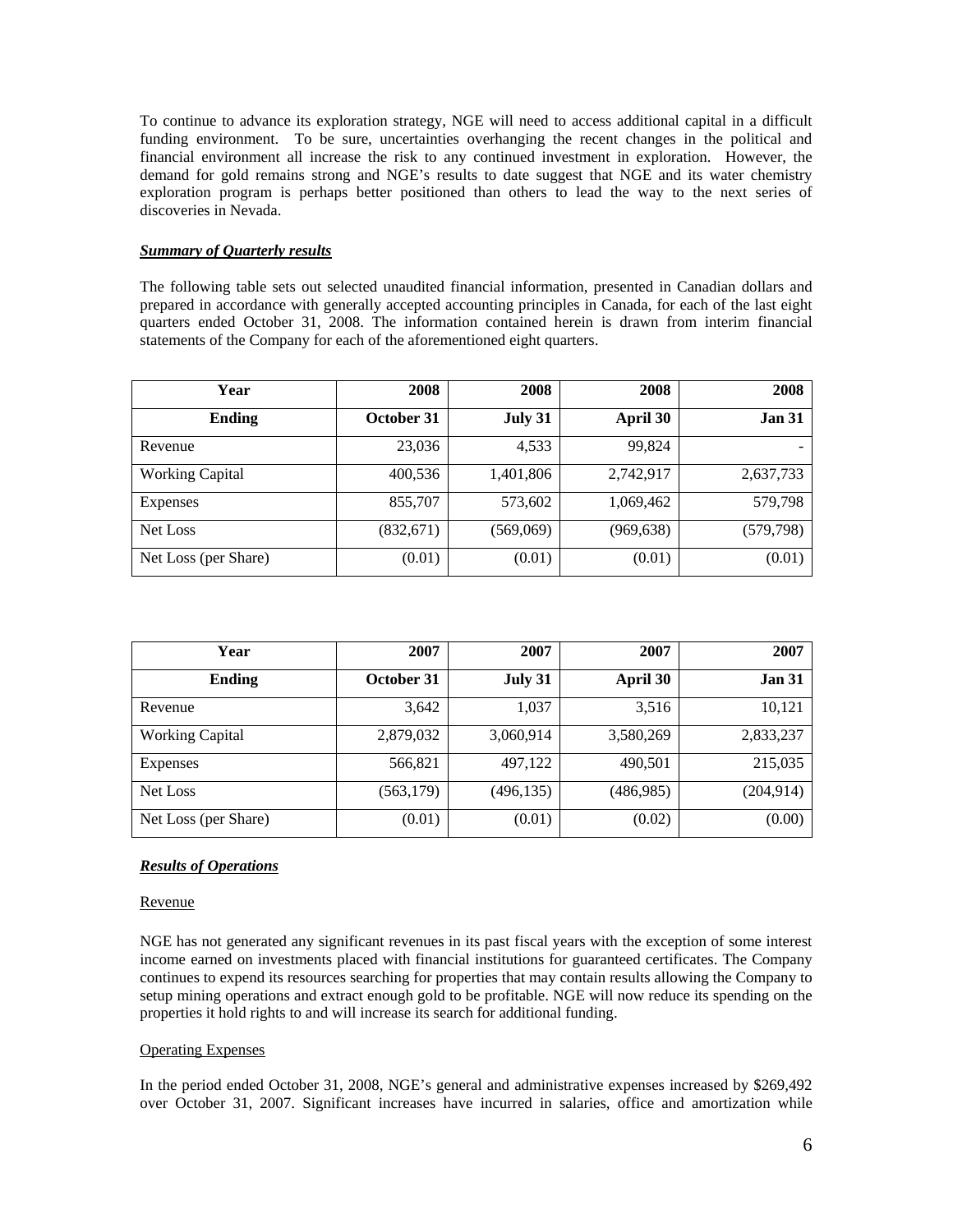To continue to advance its exploration strategy, NGE will need to access additional capital in a difficult funding environment. To be sure, uncertainties overhanging the recent changes in the political and financial environment all increase the risk to any continued investment in exploration. However, the demand for gold remains strong and NGE's results to date suggest that NGE and its water chemistry exploration program is perhaps better positioned than others to lead the way to the next series of discoveries in Nevada.

***Summary of Quarterly results***

The following table sets out selected unaudited financial information, presented in Canadian dollars and prepared in accordance with generally accepted accounting principles in Canada, for each of the last eight quarters ended October 31, 2008. The information contained herein is drawn from interim financial statements of the Company for each of the aforementioned eight quarters.

| Year | 2008 | 2008 | 2008 | 2008 |
|---|---|---|---|---|
| **Ending** | **October 31** | **July 31** | **April 30** | **Jan 31** |
| Revenue | 23,036 | 4,533 | 99,824 | - |
| Working Capital | 400,536 | 1,401,806 | 2,742,917 | 2,637,733 |
| Expenses | 855,707 | 573,602 | 1,069,462 | 579,798 |
| Net Loss | (832,671) | (569,069) | (969,638) | (579,798) |
| Net Loss (per Share) | (0.01) | (0.01) | (0.01) | (0.01) |

| Year | 2007 | 2007 | 2007 | 2007 |
|---|---|---|---|---|
| **Ending** | **October 31** | **July 31** | **April 30** | **Jan 31** |
| Revenue | 3,642 | 1,037 | 3,516 | 10,121 |
| Working Capital | 2,879,032 | 3,060,914 | 3,580,269 | 2,833,237 |
| Expenses | 566,821 | 497,122 | 490,501 | 215,035 |
| Net Loss | (563,179) | (496,135) | (486,985) | (204,914) |
| Net Loss (per Share) | (0.01) | (0.01) | (0.02) | (0.00) |

***Results of Operations***

Revenue

NGE has not generated any significant revenues in its past fiscal years with the exception of some interest income earned on investments placed with financial institutions for guaranteed certificates. The Company continues to expend its resources searching for properties that may contain results allowing the Company to setup mining operations and extract enough gold to be profitable. NGE will now reduce its spending on the properties it hold rights to and will increase its search for additional funding.

Operating Expenses

In the period ended October 31, 2008, NGE's general and administrative expenses increased by $269,492 over October 31, 2007. Significant increases have incurred in salaries, office and amortization while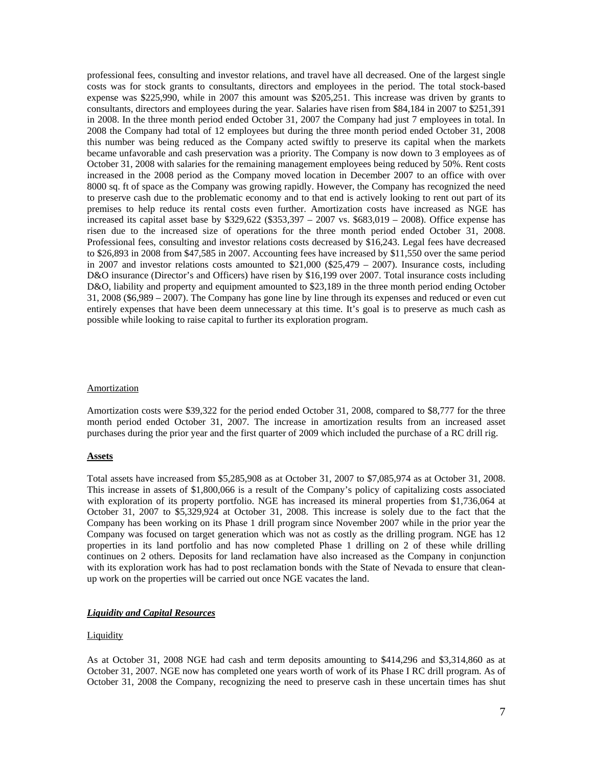professional fees, consulting and investor relations, and travel have all decreased. One of the largest single costs was for stock grants to consultants, directors and employees in the period. The total stock-based expense was $225,990, while in 2007 this amount was $205,251. This increase was driven by grants to consultants, directors and employees during the year. Salaries have risen from $84,184 in 2007 to $251,391 in 2008. In the three month period ended October 31, 2007 the Company had just 7 employees in total. In 2008 the Company had total of 12 employees but during the three month period ended October 31, 2008 this number was being reduced as the Company acted swiftly to preserve its capital when the markets became unfavorable and cash preservation was a priority. The Company is now down to 3 employees as of October 31, 2008 with salaries for the remaining management employees being reduced by 50%. Rent costs increased in the 2008 period as the Company moved location in December 2007 to an office with over 8000 sq. ft of space as the Company was growing rapidly. However, the Company has recognized the need to preserve cash due to the problematic economy and to that end is actively looking to rent out part of its premises to help reduce its rental costs even further. Amortization costs have increased as NGE has increased its capital asset base by $329,622 ($353,397 – 2007 vs. $683,019 – 2008). Office expense has risen due to the increased size of operations for the three month period ended October 31, 2008. Professional fees, consulting and investor relations costs decreased by $16,243. Legal fees have decreased to $26,893 in 2008 from $47,585 in 2007. Accounting fees have increased by $11,550 over the same period in 2007 and investor relations costs amounted to $21,000 ($25,479 – 2007). Insurance costs, including D&O insurance (Director's and Officers) have risen by $16,199 over 2007. Total insurance costs including D&O, liability and property and equipment amounted to $23,189 in the three month period ending October 31, 2008 ($6,989 – 2007). The Company has gone line by line through its expenses and reduced or even cut entirely expenses that have been deem unnecessary at this time. It's goal is to preserve as much cash as possible while looking to raise capital to further its exploration program.

Amortization

Amortization costs were $39,322 for the period ended October 31, 2008, compared to $8,777 for the three month period ended October 31, 2007. The increase in amortization results from an increased asset purchases during the prior year and the first quarter of 2009 which included the purchase of a RC drill rig.

**Assets**

Total assets have increased from $5,285,908 as at October 31, 2007 to $7,085,974 as at October 31, 2008. This increase in assets of $1,800,066 is a result of the Company's policy of capitalizing costs associated with exploration of its property portfolio. NGE has increased its mineral properties from $1,736,064 at October 31, 2007 to $5,329,924 at October 31, 2008. This increase is solely due to the fact that the Company has been working on its Phase 1 drill program since November 2007 while in the prior year the Company was focused on target generation which was not as costly as the drilling program. NGE has 12 properties in its land portfolio and has now completed Phase 1 drilling on 2 of these while drilling continues on 2 others. Deposits for land reclamation have also increased as the Company in conjunction with its exploration work has had to post reclamation bonds with the State of Nevada to ensure that clean-up work on the properties will be carried out once NGE vacates the land.

***Liquidity and Capital Resources***

Liquidity

As at October 31, 2008 NGE had cash and term deposits amounting to $414,296 and $3,314,860 as at October 31, 2007. NGE now has completed one years worth of work of its Phase I RC drill program. As of October 31, 2008 the Company, recognizing the need to preserve cash in these uncertain times has shut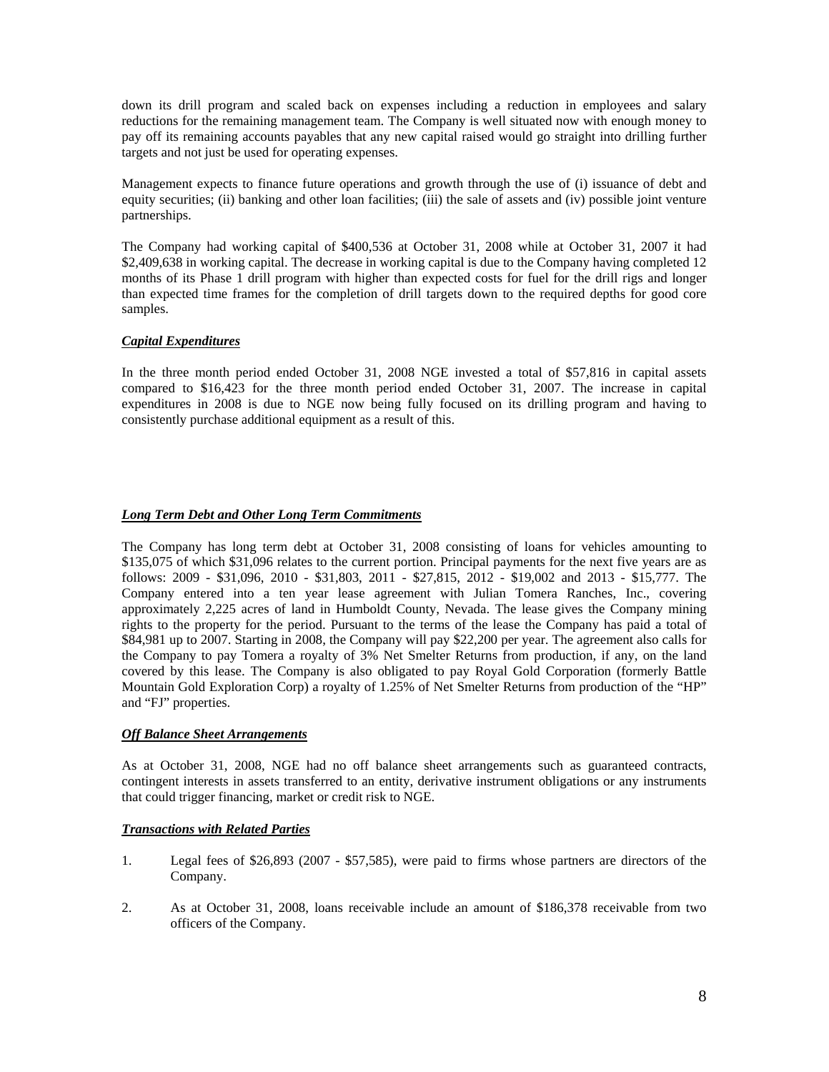down its drill program and scaled back on expenses including a reduction in employees and salary reductions for the remaining management team. The Company is well situated now with enough money to pay off its remaining accounts payables that any new capital raised would go straight into drilling further targets and not just be used for operating expenses.

Management expects to finance future operations and growth through the use of (i) issuance of debt and equity securities; (ii) banking and other loan facilities; (iii) the sale of assets and (iv) possible joint venture partnerships.

The Company had working capital of $400,536 at October 31, 2008 while at October 31, 2007 it had $2,409,638 in working capital. The decrease in working capital is due to the Company having completed 12 months of its Phase 1 drill program with higher than expected costs for fuel for the drill rigs and longer than expected time frames for the completion of drill targets down to the required depths for good core samples.

***Capital Expenditures***

In the three month period ended October 31, 2008 NGE invested a total of $57,816 in capital assets compared to $16,423 for the three month period ended October 31, 2007. The increase in capital expenditures in 2008 is due to NGE now being fully focused on its drilling program and having to consistently purchase additional equipment as a result of this.

***Long Term Debt and Other Long Term Commitments***

The Company has long term debt at October 31, 2008 consisting of loans for vehicles amounting to $135,075 of which $31,096 relates to the current portion. Principal payments for the next five years are as follows: 2009 - $31,096, 2010 - $31,803, 2011 - $27,815, 2012 - $19,002 and 2013 - $15,777. The Company entered into a ten year lease agreement with Julian Tomera Ranches, Inc., covering approximately 2,225 acres of land in Humboldt County, Nevada. The lease gives the Company mining rights to the property for the period. Pursuant to the terms of the lease the Company has paid a total of $84,981 up to 2007. Starting in 2008, the Company will pay $22,200 per year. The agreement also calls for the Company to pay Tomera a royalty of 3% Net Smelter Returns from production, if any, on the land covered by this lease. The Company is also obligated to pay Royal Gold Corporation (formerly Battle Mountain Gold Exploration Corp) a royalty of 1.25% of Net Smelter Returns from production of the "HP" and "FJ" properties.

***Off Balance Sheet Arrangements***

As at October 31, 2008, NGE had no off balance sheet arrangements such as guaranteed contracts, contingent interests in assets transferred to an entity, derivative instrument obligations or any instruments that could trigger financing, market or credit risk to NGE.

***Transactions with Related Parties***

1. Legal fees of $26,893 (2007 - $57,585), were paid to firms whose partners are directors of the Company.

2. As at October 31, 2008, loans receivable include an amount of $186,378 receivable from two officers of the Company.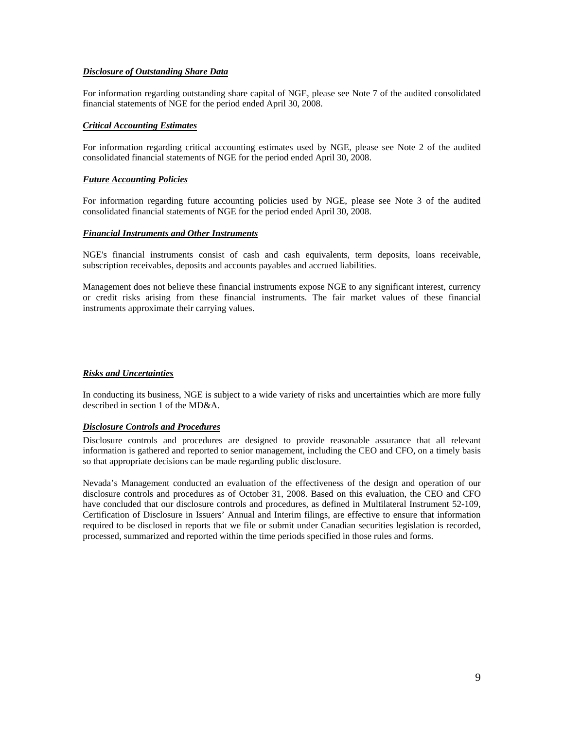***Disclosure of Outstanding Share Data***

For information regarding outstanding share capital of NGE, please see Note 7 of the audited consolidated financial statements of NGE for the period ended April 30, 2008.

***Critical Accounting Estimates***

For information regarding critical accounting estimates used by NGE, please see Note 2 of the audited consolidated financial statements of NGE for the period ended April 30, 2008.

***Future Accounting Policies***

For information regarding future accounting policies used by NGE, please see Note 3 of the audited consolidated financial statements of NGE for the period ended April 30, 2008.

***Financial Instruments and Other Instruments***

NGE's financial instruments consist of cash and cash equivalents, term deposits, loans receivable, subscription receivables, deposits and accounts payables and accrued liabilities.

Management does not believe these financial instruments expose NGE to any significant interest, currency or credit risks arising from these financial instruments. The fair market values of these financial instruments approximate their carrying values.

***Risks and Uncertainties***

In conducting its business, NGE is subject to a wide variety of risks and uncertainties which are more fully described in section 1 of the MD&A.

***Disclosure Controls and Procedures***

Disclosure controls and procedures are designed to provide reasonable assurance that all relevant information is gathered and reported to senior management, including the CEO and CFO, on a timely basis so that appropriate decisions can be made regarding public disclosure.

Nevada's Management conducted an evaluation of the effectiveness of the design and operation of our disclosure controls and procedures as of October 31, 2008. Based on this evaluation, the CEO and CFO have concluded that our disclosure controls and procedures, as defined in Multilateral Instrument 52-109, Certification of Disclosure in Issuers' Annual and Interim filings, are effective to ensure that information required to be disclosed in reports that we file or submit under Canadian securities legislation is recorded, processed, summarized and reported within the time periods specified in those rules and forms.